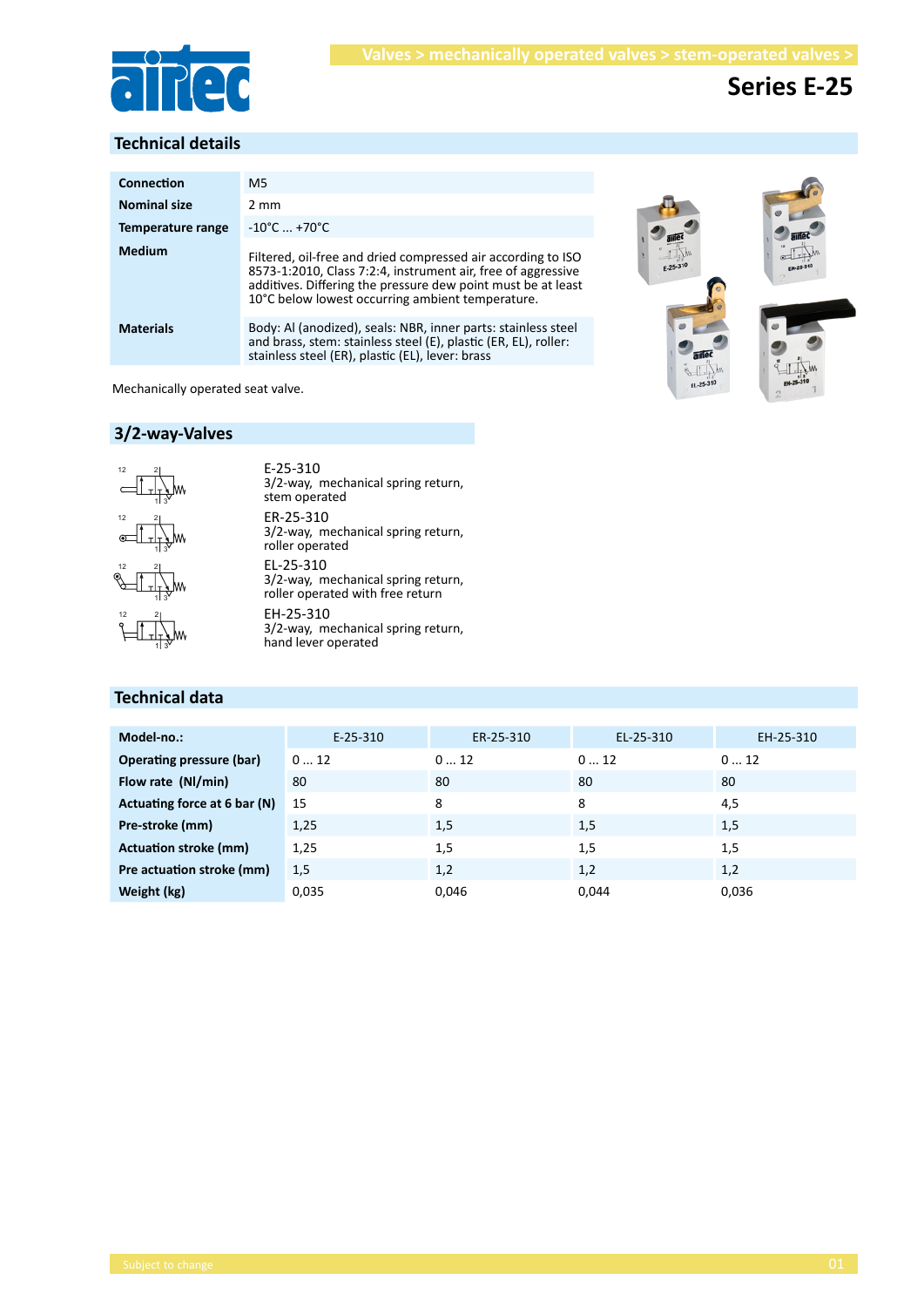Valves > mechanically operated valves > stem-operated valves >

# Series E-25

## Technical details

| | |
|---|---|
| **Connection** | M5 |
| **Nominal size** | 2 mm |
| **Temperature range** | -10°C ... +70°C |
| **Medium** | Filtered, oil-free and dried compressed air according to ISO 8573-1:2010, Class 7:2:4, instrument air, free of aggressive additives. Differing the pressure dew point must be at least 10°C below lowest occurring ambient temperature. |
| **Materials** | Body: Al (anodized), seals: NBR, inner parts: stainless steel and brass, stem: stainless steel (E), plastic (ER, EL), roller: stainless steel (ER), plastic (EL), lever: brass |

Mechanically operated seat valve.

## 3/2-way-Valves

E-25-310
3/2-way, mechanical spring return, stem operated

ER-25-310
3/2-way, mechanical spring return, roller operated

EL-25-310
3/2-way, mechanical spring return, roller operated with free return

EH-25-310
3/2-way, mechanical spring return, hand lever operated

## Technical data

| Model-no.: | E-25-310 | ER-25-310 | EL-25-310 | EH-25-310 |
|---|---|---|---|---|
| **Operating pressure (bar)** | 0 ... 12 | 0 ... 12 | 0 ... 12 | 0 ... 12 |
| **Flow rate (Nl/min)** | 80 | 80 | 80 | 80 |
| **Actuating force at 6 bar (N)** | 15 | 8 | 8 | 4,5 |
| **Pre-stroke (mm)** | 1,25 | 1,5 | 1,5 | 1,5 |
| **Actuation stroke (mm)** | 1,25 | 1,5 | 1,5 | 1,5 |
| **Pre actuation stroke (mm)** | 1,5 | 1,2 | 1,2 | 1,2 |
| **Weight (kg)** | 0,035 | 0,046 | 0,044 | 0,036 |

Subject to change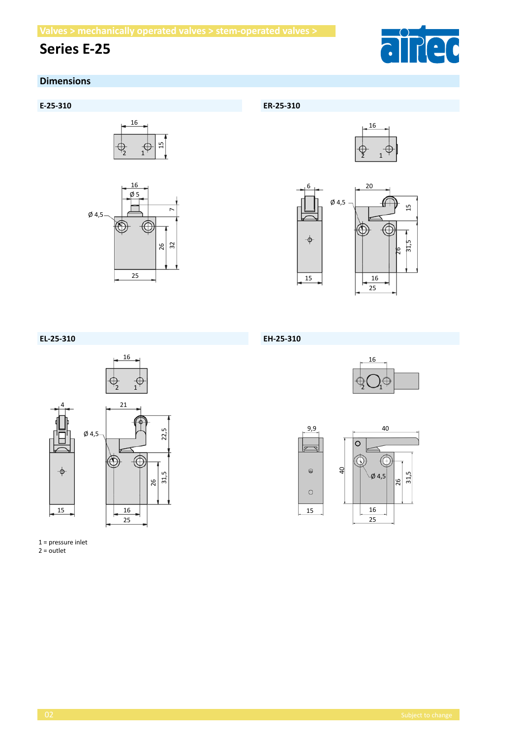Valves > mechanically operated valves > stem-operated valves >

# Series E-25

## Dimensions

### E-25-310

16
15
2
1

16
Ø 5
7
Ø 4,5
26
32
25

### ER-25-310

16
2
1

6
20
Ø 4,5
15
26
31,5
15
16
25

### EL-25-310

16
2
1

4
21
Ø 4,5
22,5
26
31,5
15
16
25

### EH-25-310

16
2
1

9,9
40
40
Ø 4,5
26
31,5
15
16
25

1 = pressure inlet
2 = outlet